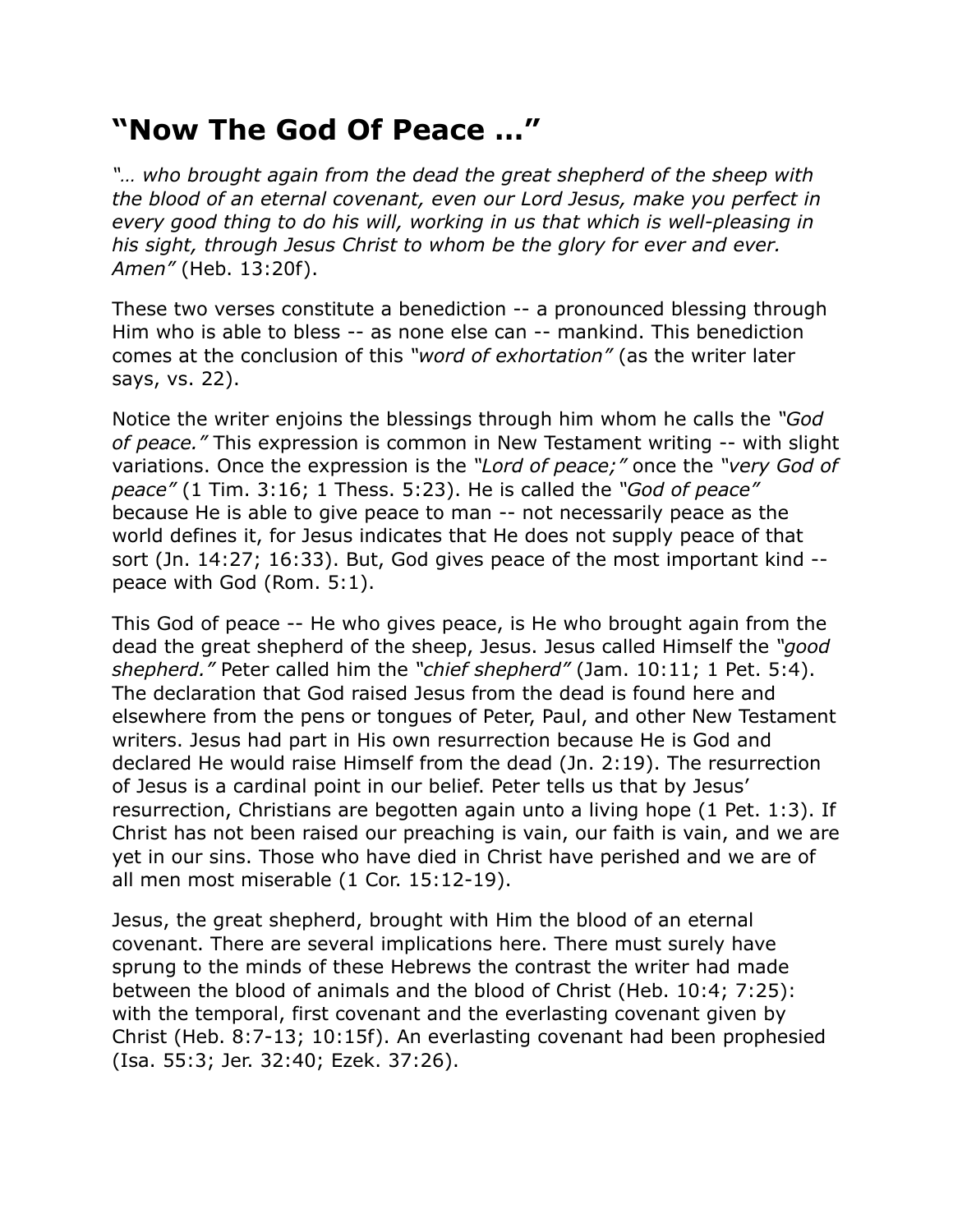# "Now The God Of Peace …"

*"… who brought again from the dead the great shepherd of the sheep with the blood of an eternal covenant, even our Lord Jesus, make you perfect in every good thing to do his will, working in us that which is well-pleasing in his sight, through Jesus Christ to whom be the glory for ever and ever. Amen"* (Heb. 13:20f).

These two verses constitute a benediction -- a pronounced blessing through Him who is able to bless -- as none else can -- mankind. This benediction comes at the conclusion of this *"word of exhortation"* (as the writer later says, vs. 22).

Notice the writer enjoins the blessings through him whom he calls the *"God of peace."* This expression is common in New Testament writing -- with slight variations. Once the expression is the *"Lord of peace;"* once the *"very God of peace"* (1 Tim. 3:16; 1 Thess. 5:23). He is called the *"God of peace"* because He is able to give peace to man -- not necessarily peace as the world defines it, for Jesus indicates that He does not supply peace of that sort (Jn. 14:27; 16:33). But, God gives peace of the most important kind -- peace with God (Rom. 5:1).

This God of peace -- He who gives peace, is He who brought again from the dead the great shepherd of the sheep, Jesus. Jesus called Himself the *"good shepherd."* Peter called him the *"chief shepherd"* (Jam. 10:11; 1 Pet. 5:4). The declaration that God raised Jesus from the dead is found here and elsewhere from the pens or tongues of Peter, Paul, and other New Testament writers. Jesus had part in His own resurrection because He is God and declared He would raise Himself from the dead (Jn. 2:19). The resurrection of Jesus is a cardinal point in our belief. Peter tells us that by Jesus' resurrection, Christians are begotten again unto a living hope (1 Pet. 1:3). If Christ has not been raised our preaching is vain, our faith is vain, and we are yet in our sins. Those who have died in Christ have perished and we are of all men most miserable (1 Cor. 15:12-19).

Jesus, the great shepherd, brought with Him the blood of an eternal covenant. There are several implications here. There must surely have sprung to the minds of these Hebrews the contrast the writer had made between the blood of animals and the blood of Christ (Heb. 10:4; 7:25): with the temporal, first covenant and the everlasting covenant given by Christ (Heb. 8:7-13; 10:15f). An everlasting covenant had been prophesied (Isa. 55:3; Jer. 32:40; Ezek. 37:26).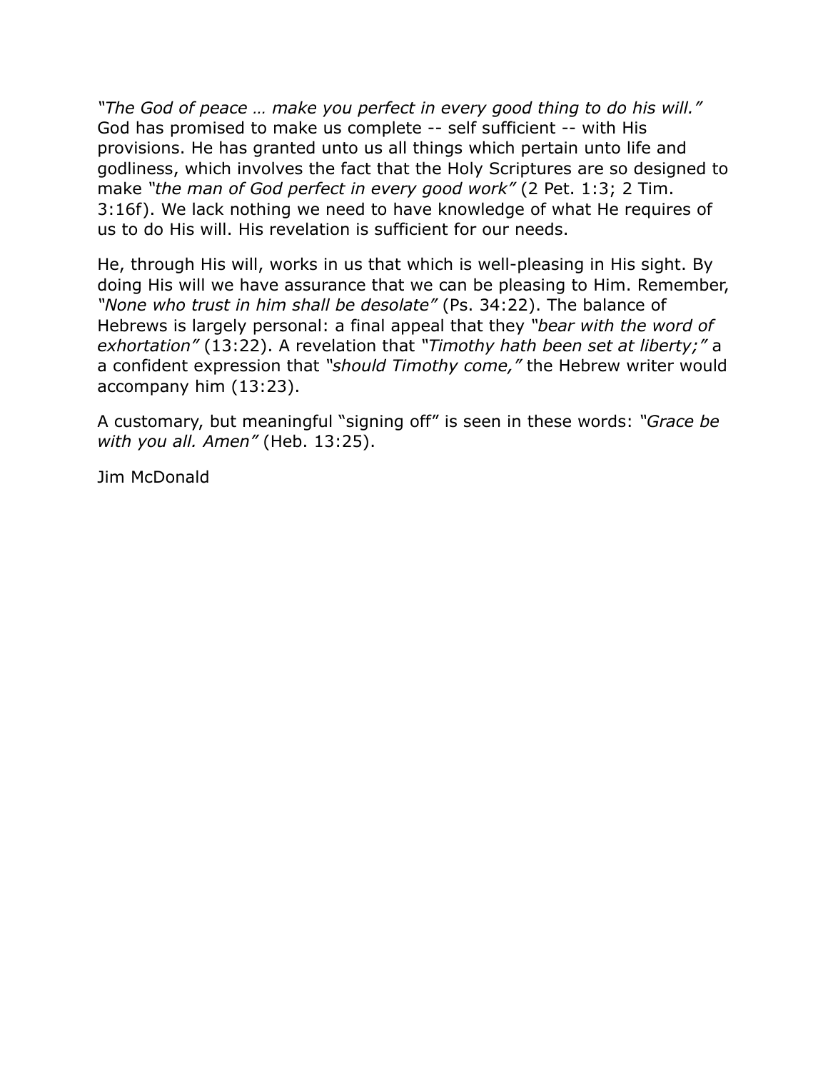*"The God of peace … make you perfect in every good thing to do his will."* God has promised to make us complete -- self sufficient -- with His provisions. He has granted unto us all things which pertain unto life and godliness, which involves the fact that the Holy Scriptures are so designed to make *"the man of God perfect in every good work"* (2 Pet. 1:3; 2 Tim. 3:16f). We lack nothing we need to have knowledge of what He requires of us to do His will. His revelation is sufficient for our needs.

He, through His will, works in us that which is well-pleasing in His sight. By doing His will we have assurance that we can be pleasing to Him. Remember, *"None who trust in him shall be desolate"* (Ps. 34:22). The balance of Hebrews is largely personal: a final appeal that they *"bear with the word of exhortation"* (13:22). A revelation that *"Timothy hath been set at liberty;"* a a confident expression that *"should Timothy come,"* the Hebrew writer would accompany him (13:23).

A customary, but meaningful "signing off" is seen in these words: *"Grace be with you all. Amen"* (Heb. 13:25).

Jim McDonald